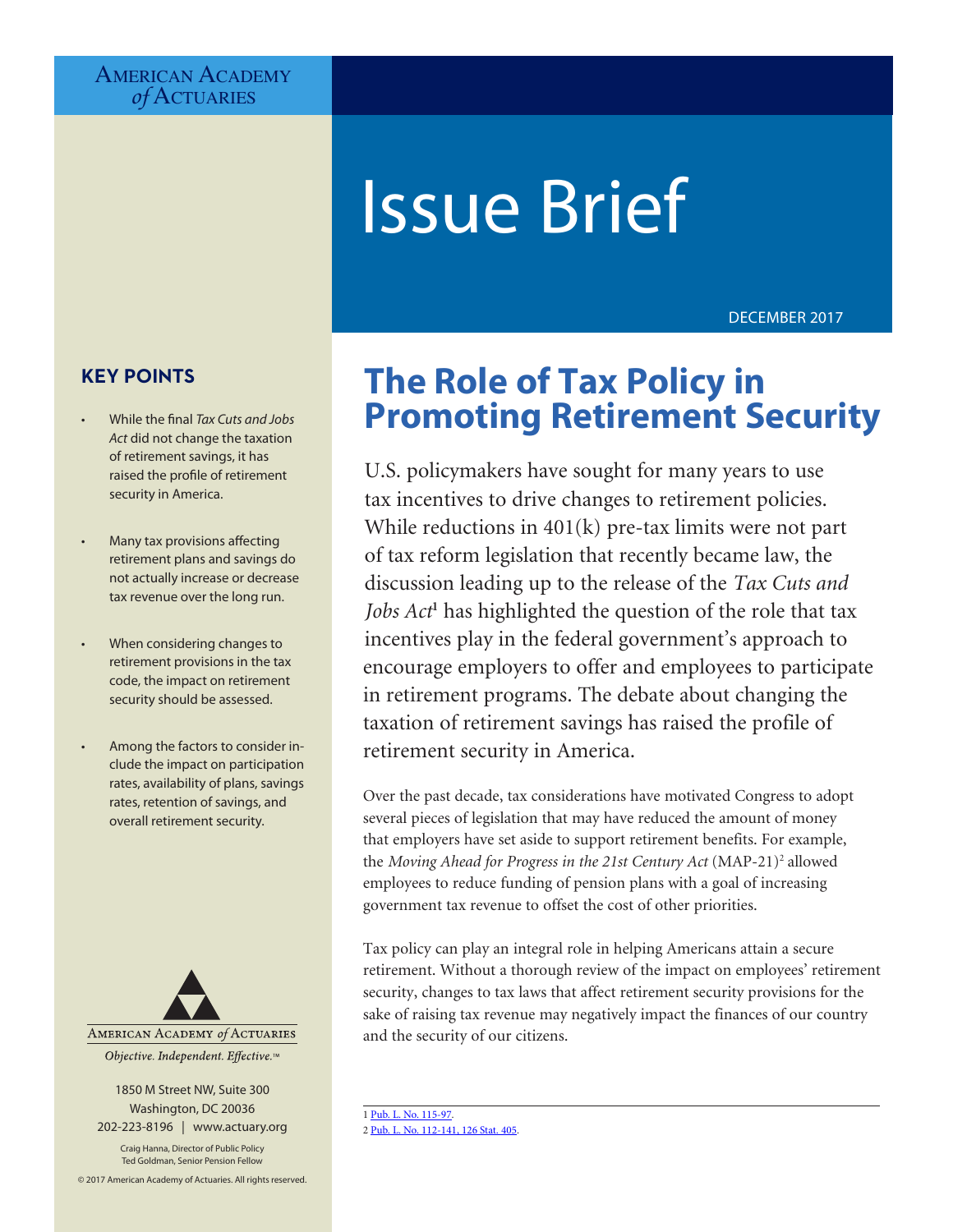AMERICAN ACADEMY *of* ACTUARIES

# Issue Brief

DECEMBER 2017

## KEY POINTS

- While the final *Tax Cuts and Jobs Act* did not change the taxation of retirement savings, it has raised the profile of retirement security in America.
- Many tax provisions affecting retirement plans and savings do not actually increase or decrease tax revenue over the long run.
- When considering changes to retirement provisions in the tax code, the impact on retirement security should be assessed.
- Among the factors to consider include the impact on participation rates, availability of plans, savings rates, retention of savings, and overall retirement security.

# The Role of Tax Policy in Promoting Retirement Security

U.S. policymakers have sought for many years to use tax incentives to drive changes to retirement policies. While reductions in 401(k) pre-tax limits were not part of tax reform legislation that recently became law, the discussion leading up to the release of the *Tax Cuts and Jobs Act*[1] has highlighted the question of the role that tax incentives play in the federal government's approach to encourage employers to offer and employees to participate in retirement programs. The debate about changing the taxation of retirement savings has raised the profile of retirement security in America.

Over the past decade, tax considerations have motivated Congress to adopt several pieces of legislation that may have reduced the amount of money that employers have set aside to support retirement benefits. For example, the *Moving Ahead for Progress in the 21st Century Act* (MAP-21)[2] allowed employees to reduce funding of pension plans with a goal of increasing government tax revenue to offset the cost of other priorities.

Tax policy can play an integral role in helping Americans attain a secure retirement. Without a thorough review of the impact on employees' retirement security, changes to tax laws that affect retirement security provisions for the sake of raising tax revenue may negatively impact the finances of our country and the security of our citizens.

1 Pub. L. No. 115-97.

2 Pub. L. No. 112-141, 126 Stat. 405.

AMERICAN ACADEMY *of* ACTUARIES

*Objective. Independent. Effective.*™

1850 M Street NW, Suite 300
Washington, DC 20036
202-223-8196 | www.actuary.org

Craig Hanna, Director of Public Policy
Ted Goldman, Senior Pension Fellow

© 2017 American Academy of Actuaries. All rights reserved.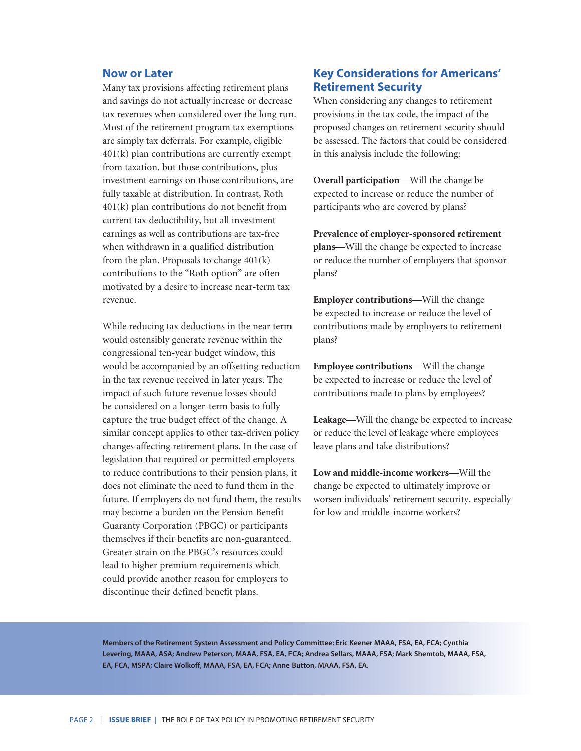## Now or Later

Many tax provisions affecting retirement plans and savings do not actually increase or decrease tax revenues when considered over the long run. Most of the retirement program tax exemptions are simply tax deferrals. For example, eligible 401(k) plan contributions are currently exempt from taxation, but those contributions, plus investment earnings on those contributions, are fully taxable at distribution. In contrast, Roth 401(k) plan contributions do not benefit from current tax deductibility, but all investment earnings as well as contributions are tax-free when withdrawn in a qualified distribution from the plan. Proposals to change 401(k) contributions to the "Roth option" are often motivated by a desire to increase near-term tax revenue.

While reducing tax deductions in the near term would ostensibly generate revenue within the congressional ten-year budget window, this would be accompanied by an offsetting reduction in the tax revenue received in later years. The impact of such future revenue losses should be considered on a longer-term basis to fully capture the true budget effect of the change. A similar concept applies to other tax-driven policy changes affecting retirement plans. In the case of legislation that required or permitted employers to reduce contributions to their pension plans, it does not eliminate the need to fund them in the future. If employers do not fund them, the results may become a burden on the Pension Benefit Guaranty Corporation (PBGC) or participants themselves if their benefits are non-guaranteed. Greater strain on the PBGC's resources could lead to higher premium requirements which could provide another reason for employers to discontinue their defined benefit plans.

## Key Considerations for Americans' Retirement Security

When considering any changes to retirement provisions in the tax code, the impact of the proposed changes on retirement security should be assessed. The factors that could be considered in this analysis include the following:

**Overall participation**—Will the change be expected to increase or reduce the number of participants who are covered by plans?

**Prevalence of employer-sponsored retirement plans**—Will the change be expected to increase or reduce the number of employers that sponsor plans?

**Employer contributions**—Will the change be expected to increase or reduce the level of contributions made by employers to retirement plans?

**Employee contributions**—Will the change be expected to increase or reduce the level of contributions made to plans by employees?

**Leakage**—Will the change be expected to increase or reduce the level of leakage where employees leave plans and take distributions?

**Low and middle-income workers**—Will the change be expected to ultimately improve or worsen individuals' retirement security, especially for low and middle-income workers?

**Members of the Retirement System Assessment and Policy Committee: Eric Keener MAAA, FSA, EA, FCA; Cynthia Levering, MAAA, ASA; Andrew Peterson, MAAA, FSA, EA, FCA; Andrea Sellars, MAAA, FSA; Mark Shemtob, MAAA, FSA, EA, FCA, MSPA; Claire Wolkoff, MAAA, FSA, EA, FCA; Anne Button, MAAA, FSA, EA.**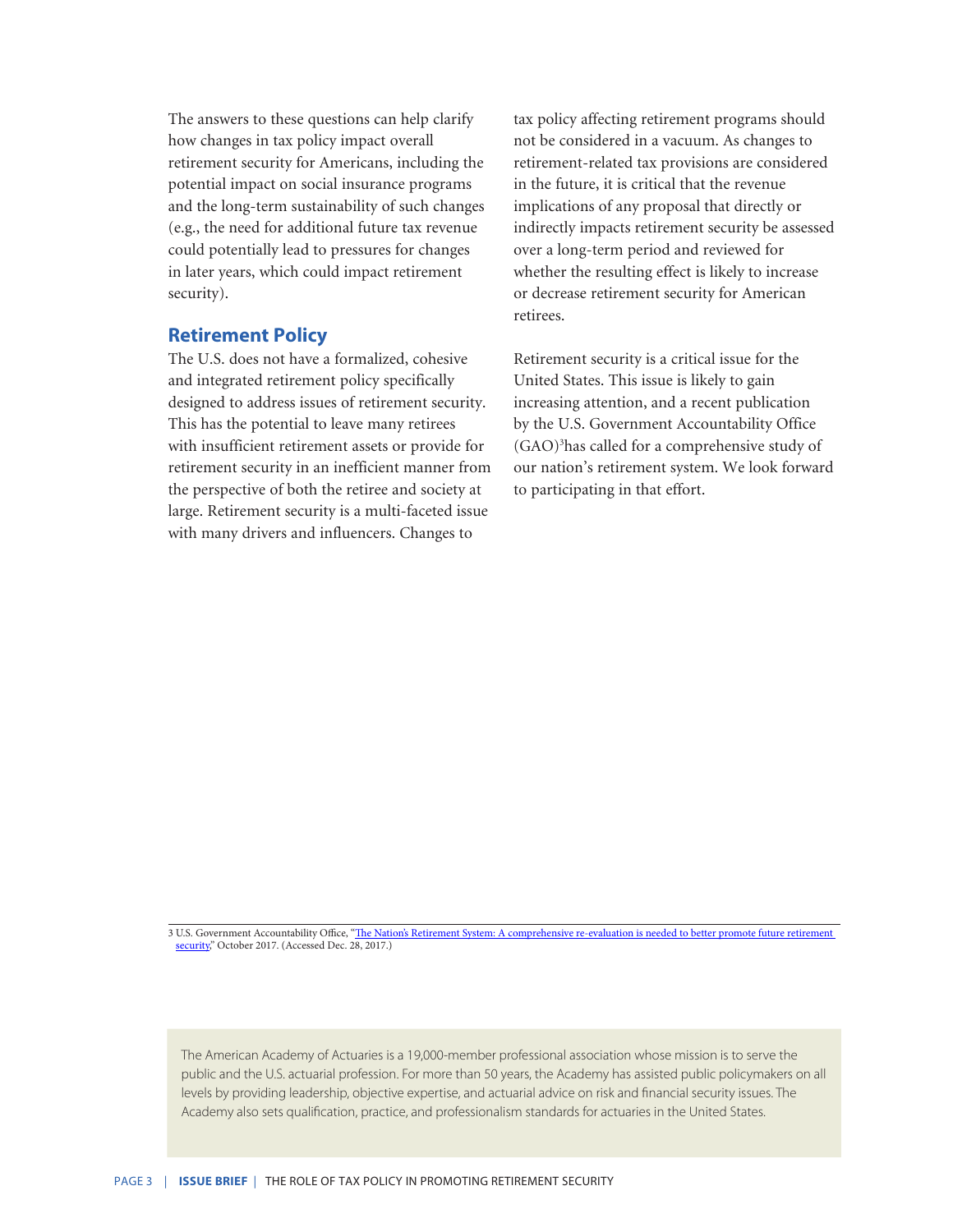The answers to these questions can help clarify how changes in tax policy impact overall retirement security for Americans, including the potential impact on social insurance programs and the long-term sustainability of such changes (e.g., the need for additional future tax revenue could potentially lead to pressures for changes in later years, which could impact retirement security).

## Retirement Policy

The U.S. does not have a formalized, cohesive and integrated retirement policy specifically designed to address issues of retirement security. This has the potential to leave many retirees with insufficient retirement assets or provide for retirement security in an inefficient manner from the perspective of both the retiree and society at large. Retirement security is a multi-faceted issue with many drivers and influencers. Changes to tax policy affecting retirement programs should not be considered in a vacuum. As changes to retirement-related tax provisions are considered in the future, it is critical that the revenue implications of any proposal that directly or indirectly impacts retirement security be assessed over a long-term period and reviewed for whether the resulting effect is likely to increase or decrease retirement security for American retirees.

Retirement security is a critical issue for the United States. This issue is likely to gain increasing attention, and a recent publication by the U.S. Government Accountability Office (GAO)[3]has called for a comprehensive study of our nation's retirement system. We look forward to participating in that effort.

3 U.S. Government Accountability Office, "The Nation's Retirement System: A comprehensive re-evaluation is needed to better promote future retirement security," October 2017. (Accessed Dec. 28, 2017.)

The American Academy of Actuaries is a 19,000-member professional association whose mission is to serve the public and the U.S. actuarial profession. For more than 50 years, the Academy has assisted public policymakers on all levels by providing leadership, objective expertise, and actuarial advice on risk and financial security issues. The Academy also sets qualification, practice, and professionalism standards for actuaries in the United States.